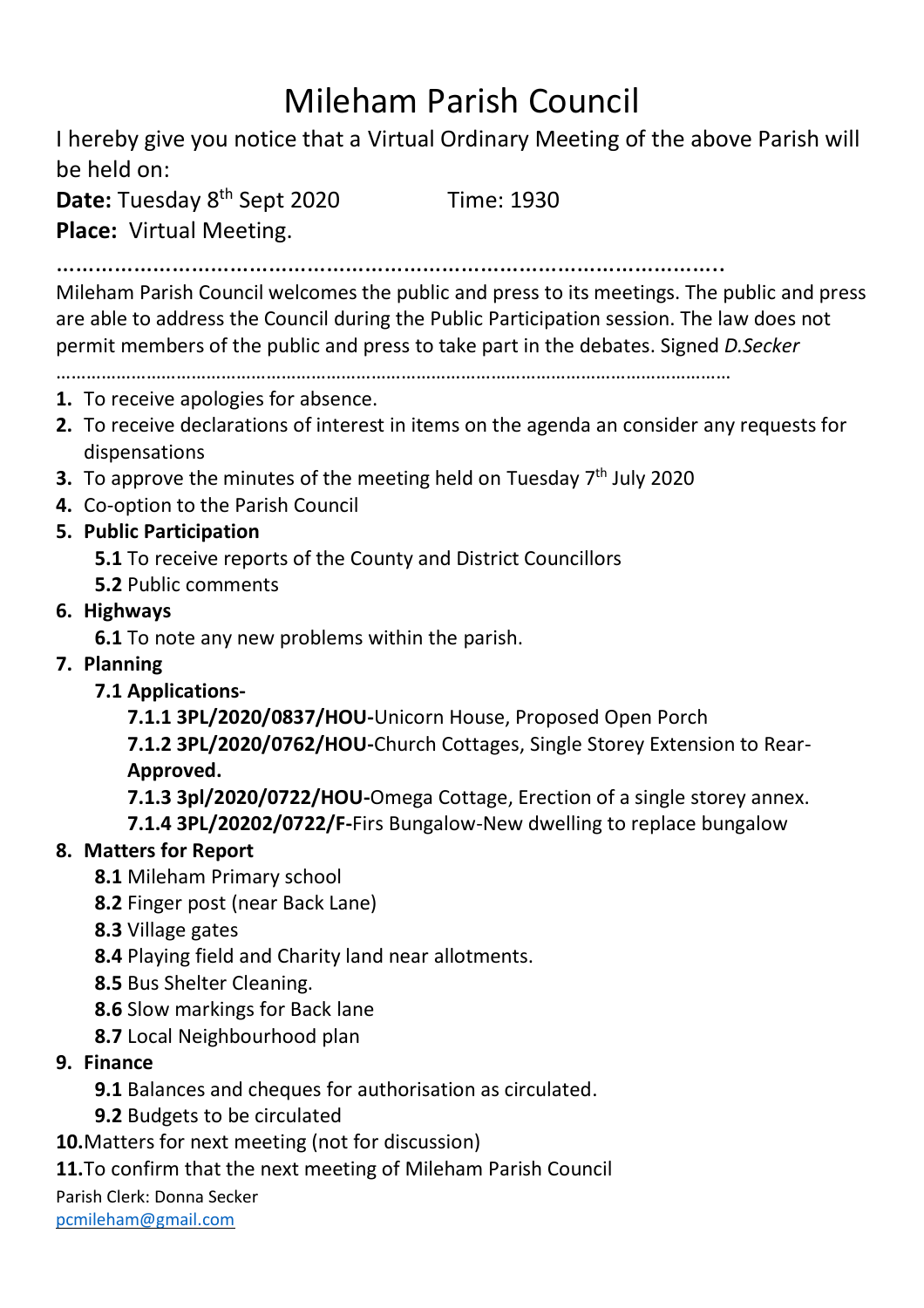# Mileham Parish Council

I hereby give you notice that a Virtual Ordinary Meeting of the above Parish will be held on:

**Date:** Tuesday 8th Sept 2020          Time: 1930

**Place:** Virtual Meeting.

…………………………………………………………………………………………..

Mileham Parish Council welcomes the public and press to its meetings. The public and press are able to address the Council during the Public Participation session. The law does not permit members of the public and press to take part in the debates. Signed *D.Secker*

……………………………………………………………………………………………………………………

1. To receive apologies for absence.
2. To receive declarations of interest in items on the agenda an consider any requests for dispensations
3. To approve the minutes of the meeting held on Tuesday 7th July 2020
4. Co-option to the Parish Council
5. **Public Participation**
   - **5.1** To receive reports of the County and District Councillors
   - **5.2** Public comments
6. **Highways**
   - **6.1** To note any new problems within the parish.
7. **Planning**
   - **7.1 Applications-**
     - **7.1.1 3PL/2020/0837/HOU-**Unicorn House, Proposed Open Porch
     - **7.1.2 3PL/2020/0762/HOU-**Church Cottages, Single Storey Extension to Rear- **Approved.**
     - **7.1.3 3pl/2020/0722/HOU-**Omega Cottage, Erection of a single storey annex.
     - **7.1.4 3PL/20202/0722/F-**Firs Bungalow-New dwelling to replace bungalow
8. **Matters for Report**
   - **8.1** Mileham Primary school
   - **8.2** Finger post (near Back Lane)
   - **8.3** Village gates
   - **8.4** Playing field and Charity land near allotments.
   - **8.5** Bus Shelter Cleaning.
   - **8.6** Slow markings for Back lane
   - **8.7** Local Neighbourhood plan
9. **Finance**
   - **9.1** Balances and cheques for authorisation as circulated.
   - **9.2** Budgets to be circulated
10. Matters for next meeting (not for discussion)
11. To confirm that the next meeting of Mileham Parish Council

Parish Clerk: Donna Secker
pcmileham@gmail.com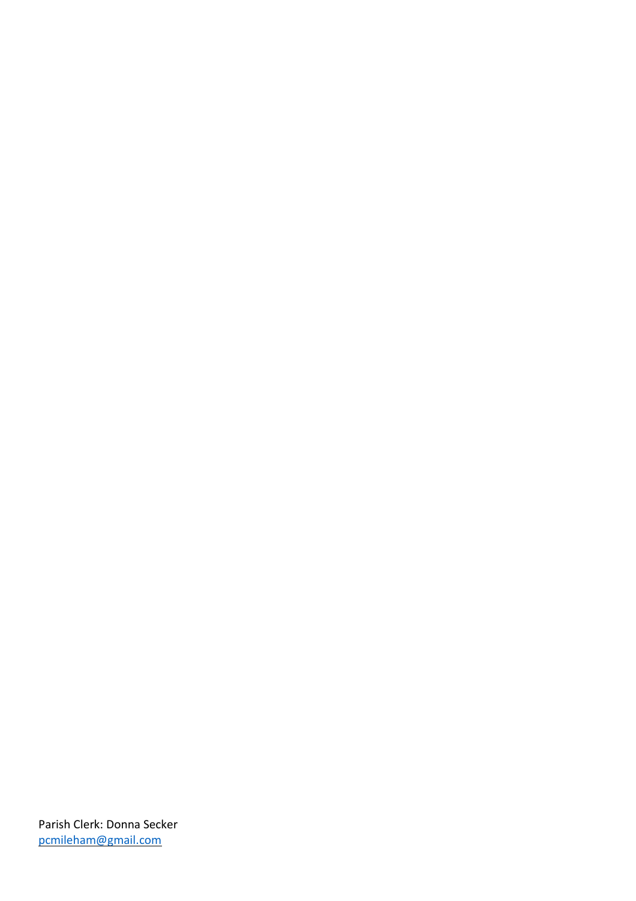Parish Clerk: Donna Secker
pcmileham@gmail.com